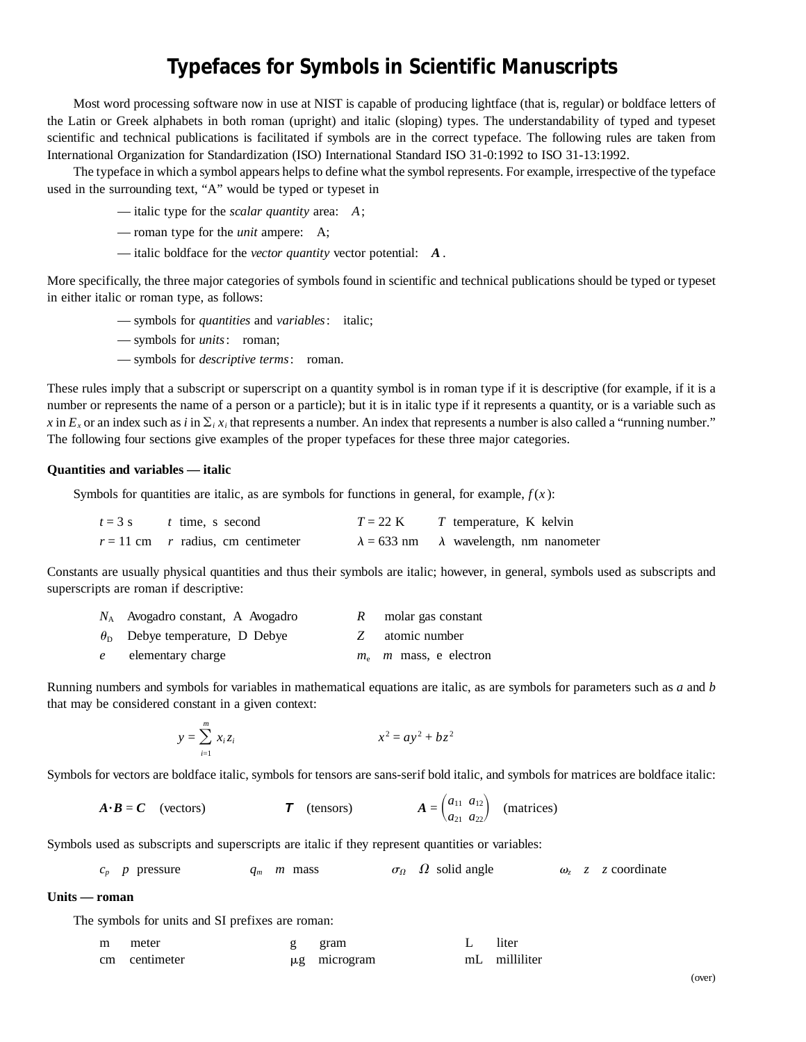# Typefaces for Symbols in Scientific Manuscripts

Most word processing software now in use at NIST is capable of producing lightface (that is, regular) or boldface letters of the Latin or Greek alphabets in both roman (upright) and italic (sloping) types. The understandability of typed and typeset scientific and technical publications is facilitated if symbols are in the correct typeface. The following rules are taken from International Organization for Standardization (ISO) International Standard ISO 31-0:1992 to ISO 31-13:1992.

The typeface in which a symbol appears helps to define what the symbol represents. For example, irrespective of the typeface used in the surrounding text, "A" would be typed or typeset in

— italic type for the *scalar quantity* area: $A$;

— roman type for the *unit* ampere: A;

— italic boldface for the *vector quantity* vector potential: $\boldsymbol{A}$.

More specifically, the three major categories of symbols found in scientific and technical publications should be typed or typeset in either italic or roman type, as follows:

— symbols for *quantities* and *variables*: italic;

— symbols for *units*: roman;

— symbols for *descriptive terms*: roman.

These rules imply that a subscript or superscript on a quantity symbol is in roman type if it is descriptive (for example, if it is a number or represents the name of a person or a particle); but it is in italic type if it represents a quantity, or is a variable such as $x$ in $E_x$ or an index such as $i$ in $\Sigma_i x_i$ that represents a number. An index that represents a number is also called a "running number." The following four sections give examples of the proper typefaces for these three major categories.

**Quantities and variables — italic**

Symbols for quantities are italic, as are symbols for functions in general, for example, $f(x)$:

| | | | |
|---|---|---|---|
| $t = 3$ s | $t$ time, s second | $T = 22$ K | $T$ temperature, K kelvin |
| $r = 11$ cm | $r$ radius, cm centimeter | $\lambda = 633$ nm | $\lambda$ wavelength, nm nanometer |

Constants are usually physical quantities and thus their symbols are italic; however, in general, symbols used as subscripts and superscripts are roman if descriptive:

| | | | |
|---|---|---|---|
| $N_\mathrm{A}$ | Avogadro constant, A Avogadro | $R$ | molar gas constant |
| $\theta_\mathrm{D}$ | Debye temperature, D Debye | $Z$ | atomic number |
| $e$ | elementary charge | $m_\mathrm{e}$ | $m$ mass, e electron |

Running numbers and symbols for variables in mathematical equations are italic, as are symbols for parameters such as $a$ and $b$ that may be considered constant in a given context:

$$y = \sum_{i=1}^{m} x_i z_i \qquad\qquad x^2 = ay^2 + bz^2$$

Symbols for vectors are boldface italic, symbols for tensors are sans-serif bold italic, and symbols for matrices are boldface italic:

$$\boldsymbol{A} \cdot \boldsymbol{B} = \boldsymbol{C} \quad \text{(vectors)} \qquad \boldsymbol{\mathsf{T}} \quad \text{(tensors)} \qquad \boldsymbol{A} = \begin{pmatrix} a_{11} & a_{12} \\ a_{21} & a_{22} \end{pmatrix} \quad \text{(matrices)}$$

Symbols used as subscripts and superscripts are italic if they represent quantities or variables:

$c_p$ $p$ pressure $\qquad$ $q_m$ $m$ mass $\qquad$ $\sigma_\Omega$ $\Omega$ solid angle $\qquad$ $\omega_z$ $z$ $z$ coordinate

**Units — roman**

The symbols for units and SI prefixes are roman:

| | | | | | |
|---|---|---|---|---|---|
| m | meter | g | gram | L | liter |
| cm | centimeter | µg | microgram | mL | milliliter |

(over)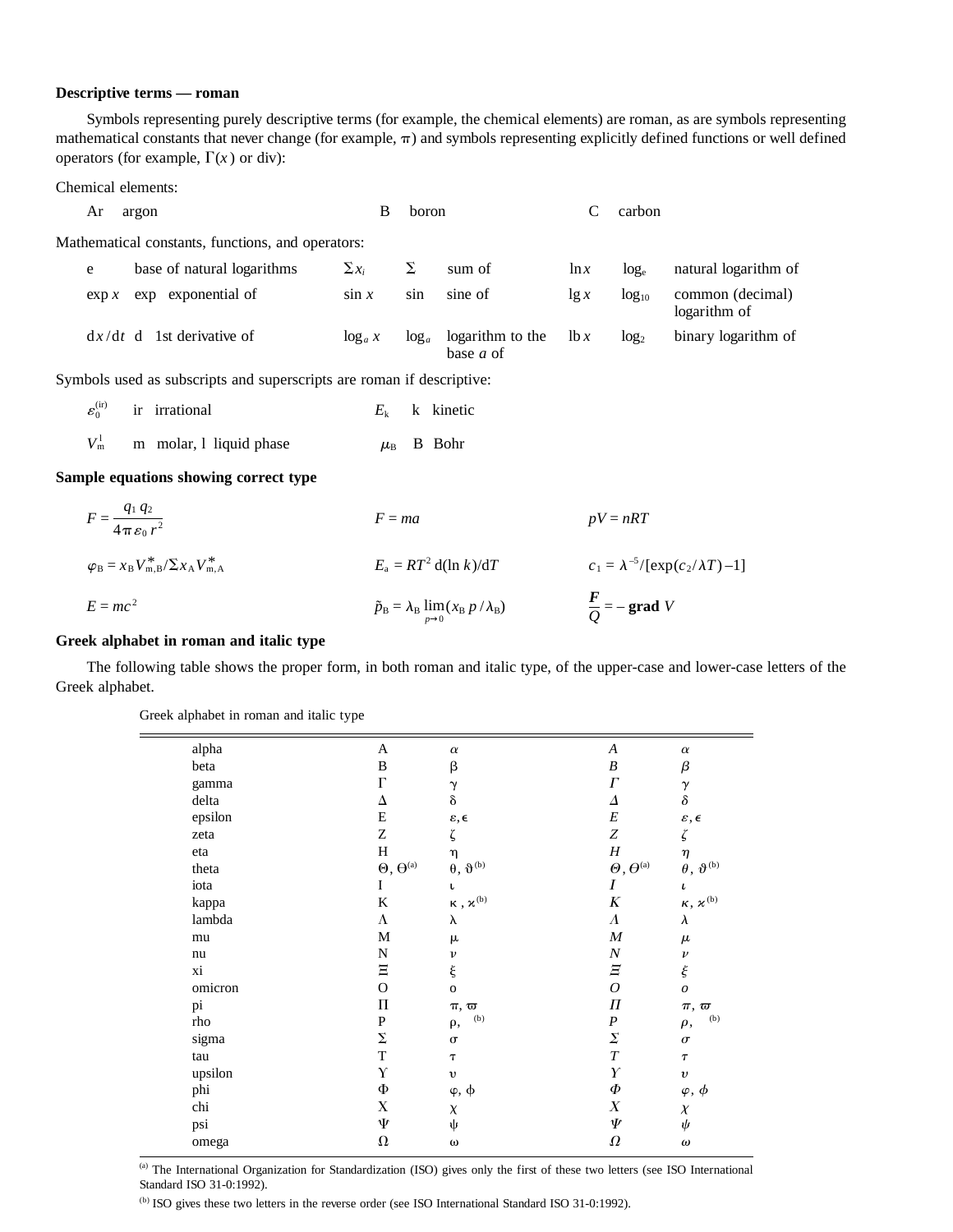**Descriptive terms — roman**

Symbols representing purely descriptive terms (for example, the chemical elements) are roman, as are symbols representing mathematical constants that never change (for example, $\pi$) and symbols representing explicitly defined functions or well defined operators (for example, $\Gamma(x)$ or div):

Chemical elements:

| | | | | | |
|---|---|---|---|---|---|
| Ar | argon | B | boron | C | carbon |

Mathematical constants, functions, and operators:

| | | | | | | | | |
|---|---|---|---|---|---|---|---|---|
| $\mathrm{e}$ | | base of natural logarithms | $\Sigma x_i$ | $\Sigma$ | sum of | $\ln x$ | $\log_\mathrm{e}$ | natural logarithm of |
| $\exp x$ | exp | exponential of | $\sin x$ | sin | sine of | $\lg x$ | $\log_{10}$ | common (decimal) logarithm of |
| $\mathrm{d}x/\mathrm{d}t$ | d | 1st derivative of | $\log_a x$ | $\log_a$ | logarithm to the base $a$ of | $\mathrm{lb}\, x$ | $\log_2$ | binary logarithm of |

Symbols used as subscripts and superscripts are roman if descriptive:

| | | | | | |
|---|---|---|---|---|---|
| $\varepsilon_0^{(\mathrm{ir})}$ | ir | irrational | $E_\mathrm{k}$ | k | kinetic |
| $V_\mathrm{m}^\mathrm{l}$ | m | molar, l liquid phase | $\mu_\mathrm{B}$ | B | Bohr |

**Sample equations showing correct type**

$$F = \frac{q_1\, q_2}{4\pi\varepsilon_0\, r^2} \qquad F = ma \qquad pV = nRT$$

$$\varphi_\mathrm{B} = x_\mathrm{B} V_\mathrm{m,B}^{*}/\Sigma x_\mathrm{A} V_\mathrm{m,A}^{*} \qquad E_\mathrm{a} = RT^2\, \mathrm{d}(\ln k)/\mathrm{d}T \qquad c_1 = \lambda^{-5}/[\exp(c_2/\lambda T) - 1]$$

$$E = mc^2 \qquad \tilde{p}_\mathrm{B} = \lambda_\mathrm{B} \lim_{p\to 0}(x_\mathrm{B}\, p/\lambda_\mathrm{B}) \qquad \frac{\boldsymbol{F}}{Q} = -\,\mathbf{grad}\, V$$

**Greek alphabet in roman and italic type**

The following table shows the proper form, in both roman and italic type, of the upper-case and lower-case letters of the Greek alphabet.

Greek alphabet in roman and italic type

| | | | | |
|---|---|---|---|---|
| alpha | Α | α | *Α* | *α* |
| beta | Β | β | *Β* | *β* |
| gamma | Γ | γ | *Γ* | *γ* |
| delta | Δ | δ | *Δ* | *δ* |
| epsilon | Ε | ε, ϵ | *Ε* | *ε, ϵ* |
| zeta | Ζ | ζ | *Ζ* | *ζ* |
| eta | Η | η | *Η* | *η* |
| theta | Θ, ϴ[(a)] | θ, ϑ[(b)] | *Θ, ϴ*[(a)] | *θ, ϑ*[(b)] |
| iota | Ι | ι | *Ι* | *ι* |
| kappa | Κ | κ, ϰ[(b)] | *Κ* | *κ, ϰ*[(b)] |
| lambda | Λ | λ | *Λ* | *λ* |
| mu | Μ | μ | *Μ* | *μ* |
| nu | Ν | ν | *Ν* | *ν* |
| xi | Ξ | ξ | *Ξ* | *ξ* |
| omicron | Ο | ο | *Ο* | *ο* |
| pi | Π | π, ϖ | *Π* | *π, ϖ* |
| rho | Ρ | ρ, ϱ[(b)] | *Ρ* | *ρ, ϱ*[(b)] |
| sigma | Σ | σ | *Σ* | *σ* |
| tau | Τ | τ | *Τ* | *τ* |
| upsilon | Υ | υ | *Υ* | *υ* |
| phi | Φ | φ, ϕ | *Φ* | *φ, ϕ* |
| chi | Χ | χ | *Χ* | *χ* |
| psi | Ψ | ψ | *Ψ* | *ψ* |
| omega | Ω | ω | *Ω* | *ω* |

[(a)] The International Organization for Standardization (ISO) gives only the first of these two letters (see ISO International Standard ISO 31-0:1992).

[(b)] ISO gives these two letters in the reverse order (see ISO International Standard ISO 31-0:1992).